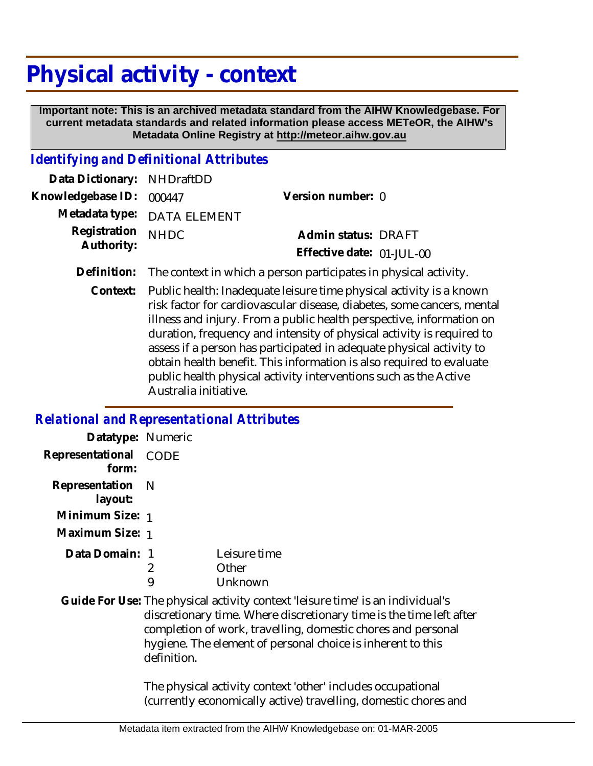# Physical activity - context

**Important note: This is an archived metadata standard from the AIHW Knowledgebase. For current metadata standards and related information please access METeOR, the AIHW's Metadata Online Registry at http://meteor.aihw.gov.au**

## *Identifying and Definitional Attributes*

**Data Dictionary:** NHDraftDD

**Knowledgebase ID:** 000447

**Version number:** 0

**Metadata type:** DATA ELEMENT

**Registration Authority:** NHDC

**Admin status:** DRAFT

**Effective date:** 01-JUL-00

**Definition:** The context in which a person participates in physical activity.

**Context:** Public health: Inadequate leisure time physical activity is a known risk factor for cardiovascular disease, diabetes, some cancers, mental illness and injury. From a public health perspective, information on duration, frequency and intensity of physical activity is required to assess if a person has participated in adequate physical activity to obtain health benefit. This information is also required to evaluate public health physical activity interventions such as the Active Australia initiative.

## *Relational and Representational Attributes*

**Datatype:** Numeric

**Representational form:** CODE

**Representation layout:** N

**Minimum Size:** 1

**Maximum Size:** 1

**Data Domain:**

| Code | Description |
|---|---|
| 1 | Leisure time |
| 2 | Other |
| 9 | Unknown |

**Guide For Use:** The physical activity context 'leisure time' is an individual's discretionary time. Where discretionary time is the time left after completion of work, travelling, domestic chores and personal hygiene. The element of personal choice is inherent to this definition.

The physical activity context 'other' includes occupational (currently economically active) travelling, domestic chores and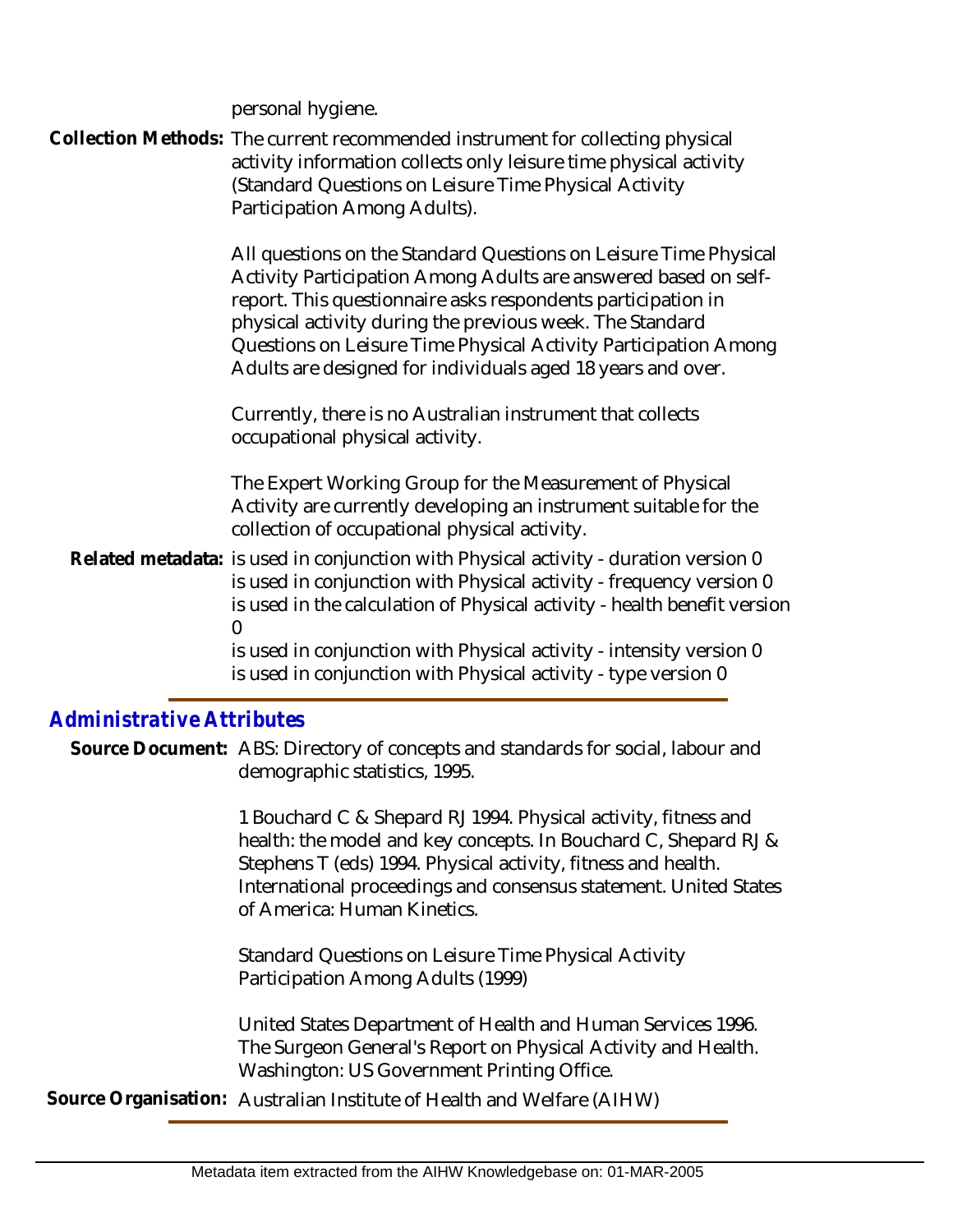personal hygiene.

**Collection Methods:** The current recommended instrument for collecting physical activity information collects only leisure time physical activity (Standard Questions on Leisure Time Physical Activity Participation Among Adults).

All questions on the Standard Questions on Leisure Time Physical Activity Participation Among Adults are answered based on self-report. This questionnaire asks respondents participation in physical activity during the previous week. The Standard Questions on Leisure Time Physical Activity Participation Among Adults are designed for individuals aged 18 years and over.

Currently, there is no Australian instrument that collects occupational physical activity.

The Expert Working Group for the Measurement of Physical Activity are currently developing an instrument suitable for the collection of occupational physical activity.

**Related metadata:** is used in conjunction with Physical activity - duration version 0
is used in conjunction with Physical activity - frequency version 0
is used in the calculation of Physical activity - health benefit version 0
is used in conjunction with Physical activity - intensity version 0
is used in conjunction with Physical activity - type version 0

## *Administrative Attributes*

**Source Document:** ABS: Directory of concepts and standards for social, labour and demographic statistics, 1995.

1 Bouchard C & Shepard RJ 1994. Physical activity, fitness and health: the model and key concepts. In Bouchard C, Shepard RJ & Stephens T (eds) 1994. Physical activity, fitness and health. International proceedings and consensus statement. United States of America: Human Kinetics.

Standard Questions on Leisure Time Physical Activity Participation Among Adults (1999)

United States Department of Health and Human Services 1996. The Surgeon General's Report on Physical Activity and Health. Washington: US Government Printing Office.

**Source Organisation:** Australian Institute of Health and Welfare (AIHW)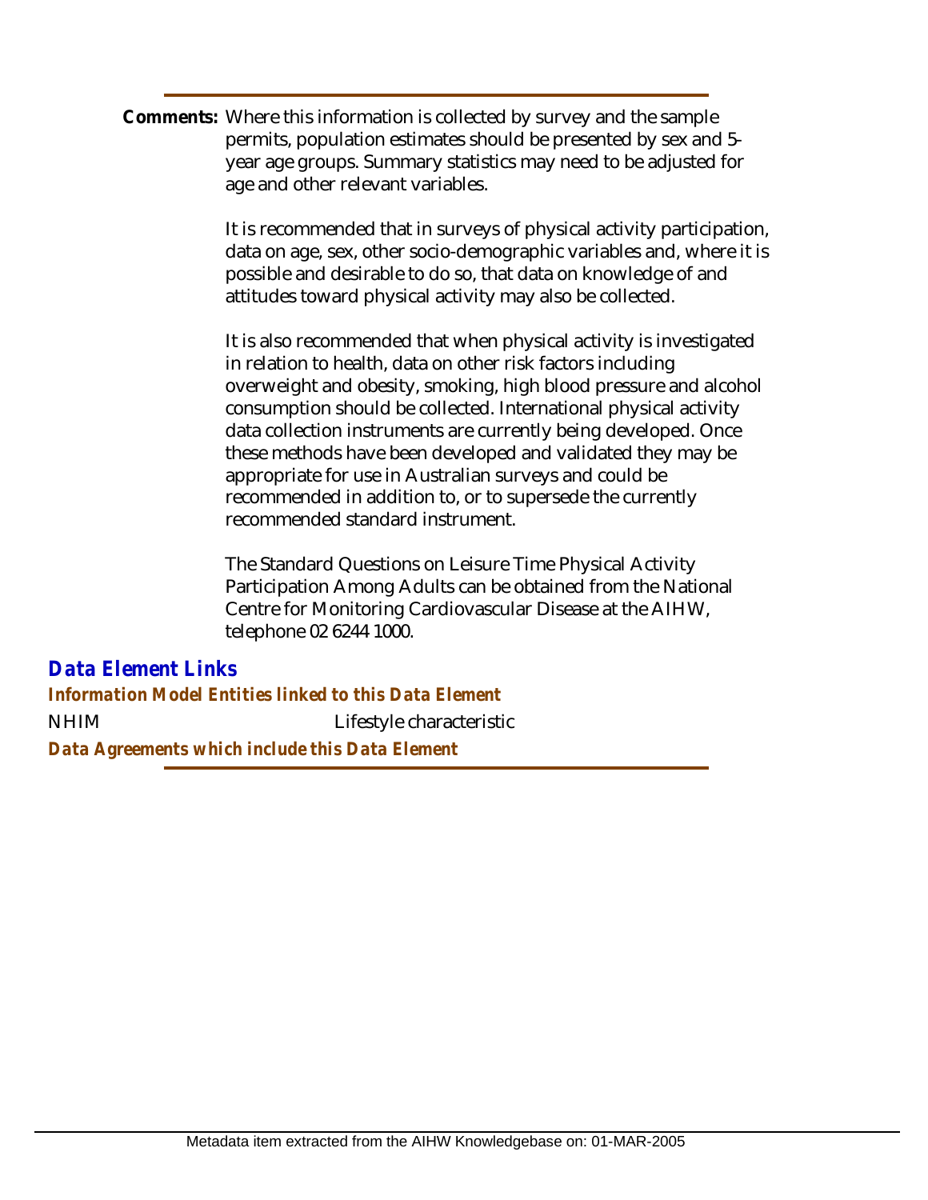**Comments:** Where this information is collected by survey and the sample permits, population estimates should be presented by sex and 5-year age groups. Summary statistics may need to be adjusted for age and other relevant variables.

It is recommended that in surveys of physical activity participation, data on age, sex, other socio-demographic variables and, where it is possible and desirable to do so, that data on knowledge of and attitudes toward physical activity may also be collected.

It is also recommended that when physical activity is investigated in relation to health, data on other risk factors including overweight and obesity, smoking, high blood pressure and alcohol consumption should be collected. International physical activity data collection instruments are currently being developed. Once these methods have been developed and validated they may be appropriate for use in Australian surveys and could be recommended in addition to, or to supersede the currently recommended standard instrument.

The Standard Questions on Leisure Time Physical Activity Participation Among Adults can be obtained from the National Centre for Monitoring Cardiovascular Disease at the AIHW, telephone 02 6244 1000.

## Data Element Links

### Information Model Entities linked to this Data Element

| | |
|---|---|
| NHIM | Lifestyle characteristic |

### Data Agreements which include this Data Element